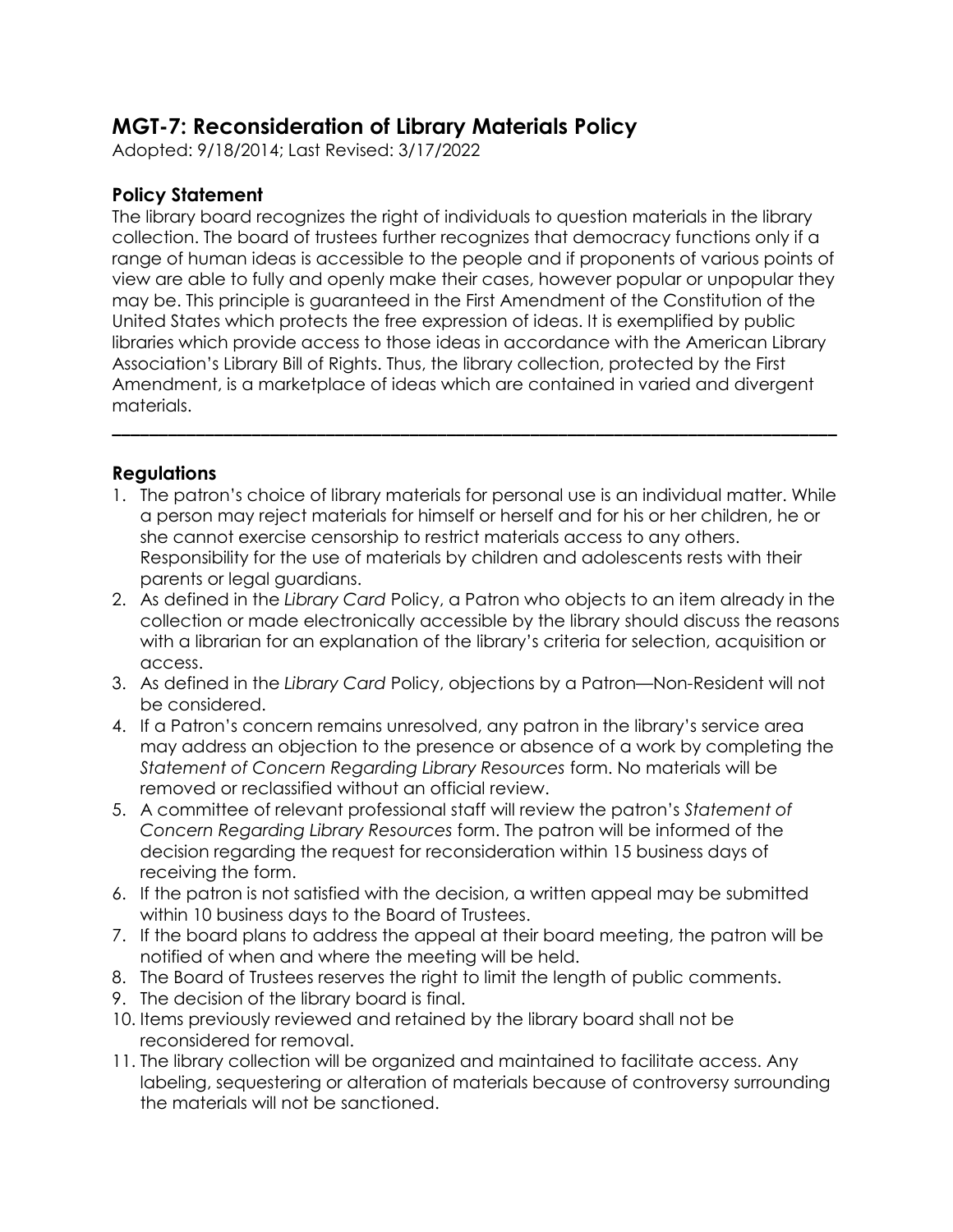# MGT-7: Reconsideration of Library Materials Policy

Adopted: 9/18/2014; Last Revised: 3/17/2022

## Policy Statement

The library board recognizes the right of individuals to question materials in the library collection. The board of trustees further recognizes that democracy functions only if a range of human ideas is accessible to the people and if proponents of various points of view are able to fully and openly make their cases, however popular or unpopular they may be. This principle is guaranteed in the First Amendment of the Constitution of the United States which protects the free expression of ideas. It is exemplified by public libraries which provide access to those ideas in accordance with the American Library Association's Library Bill of Rights. Thus, the library collection, protected by the First Amendment, is a marketplace of ideas which are contained in varied and divergent materials.

---

## Regulations

1. The patron's choice of library materials for personal use is an individual matter. While a person may reject materials for himself or herself and for his or her children, he or she cannot exercise censorship to restrict materials access to any others. Responsibility for the use of materials by children and adolescents rests with their parents or legal guardians.
2. As defined in the *Library Card* Policy, a Patron who objects to an item already in the collection or made electronically accessible by the library should discuss the reasons with a librarian for an explanation of the library's criteria for selection, acquisition or access.
3. As defined in the *Library Card* Policy, objections by a Patron—Non-Resident will not be considered.
4. If a Patron's concern remains unresolved, any patron in the library's service area may address an objection to the presence or absence of a work by completing the *Statement of Concern Regarding Library Resources* form. No materials will be removed or reclassified without an official review.
5. A committee of relevant professional staff will review the patron's *Statement of Concern Regarding Library Resources* form. The patron will be informed of the decision regarding the request for reconsideration within 15 business days of receiving the form.
6. If the patron is not satisfied with the decision, a written appeal may be submitted within 10 business days to the Board of Trustees.
7. If the board plans to address the appeal at their board meeting, the patron will be notified of when and where the meeting will be held.
8. The Board of Trustees reserves the right to limit the length of public comments.
9. The decision of the library board is final.
10. Items previously reviewed and retained by the library board shall not be reconsidered for removal.
11. The library collection will be organized and maintained to facilitate access. Any labeling, sequestering or alteration of materials because of controversy surrounding the materials will not be sanctioned.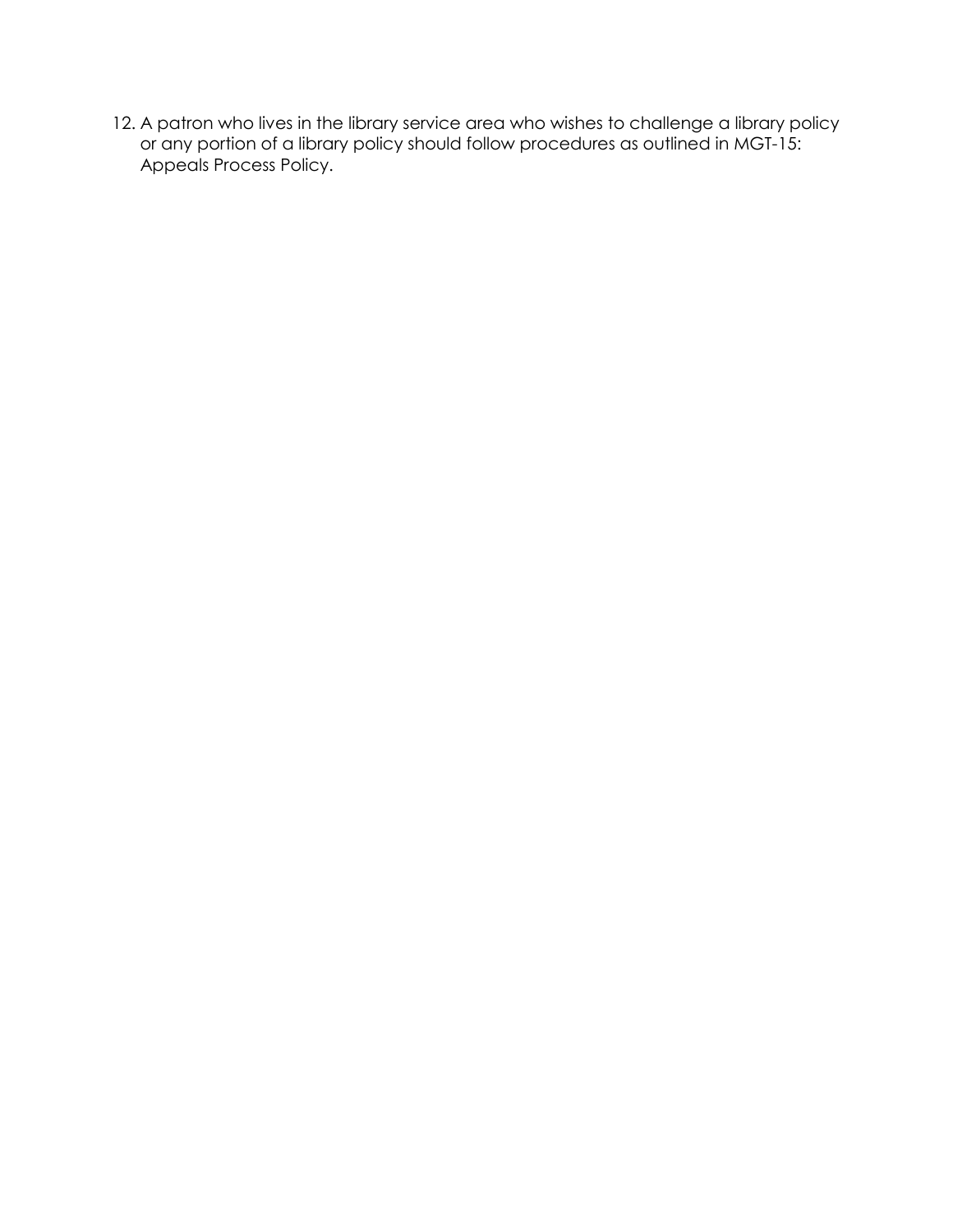12. A patron who lives in the library service area who wishes to challenge a library policy or any portion of a library policy should follow procedures as outlined in MGT-15: Appeals Process Policy.